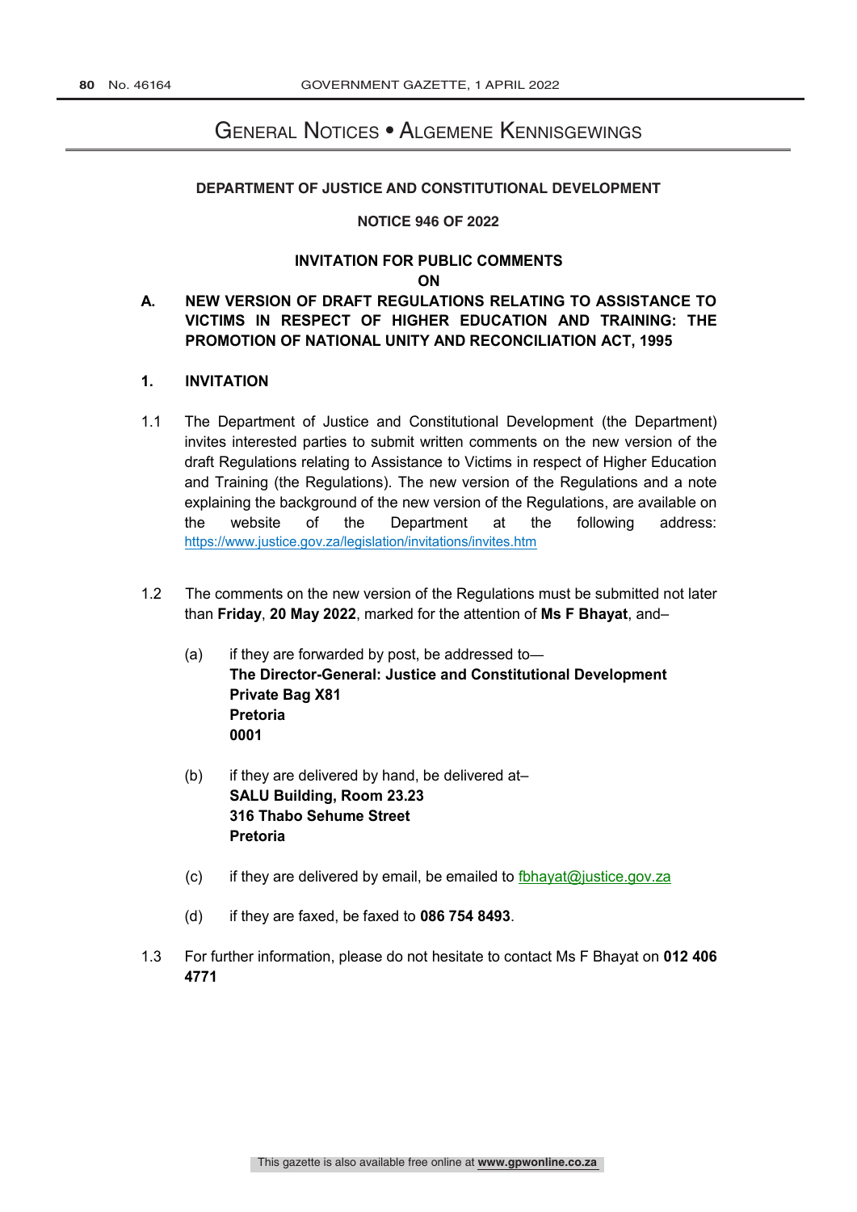# General Notices • Algemene Kennisgewings

**DEPARTMENT OF JUSTICE AND CONSTITUTIONAL DEVELOPMENT**

**NOTICE 946 OF 2022**

**INVITATION FOR PUBLIC COMMENTS**
**ON**

## A. NEW VERSION OF DRAFT REGULATIONS RELATING TO ASSISTANCE TO VICTIMS IN RESPECT OF HIGHER EDUCATION AND TRAINING: THE PROMOTION OF NATIONAL UNITY AND RECONCILIATION ACT, 1995

### 1. INVITATION

1.1 The Department of Justice and Constitutional Development (the Department) invites interested parties to submit written comments on the new version of the draft Regulations relating to Assistance to Victims in respect of Higher Education and Training (the Regulations). The new version of the Regulations and a note explaining the background of the new version of the Regulations, are available on the website of the Department at the following address: https://www.justice.gov.za/legislation/invitations/invites.htm

1.2 The comments on the new version of the Regulations must be submitted not later than **Friday**, **20 May 2022**, marked for the attention of **Ms F Bhayat**, and–

(a) if they are forwarded by post, be addressed to—
**The Director-General: Justice and Constitutional Development**
**Private Bag X81**
**Pretoria**
**0001**

(b) if they are delivered by hand, be delivered at–
**SALU Building, Room 23.23**
**316 Thabo Sehume Street**
**Pretoria**

(c) if they are delivered by email, be emailed to fbhayat@justice.gov.za

(d) if they are faxed, be faxed to **086 754 8493**.

1.3 For further information, please do not hesitate to contact Ms F Bhayat on **012 406 4771**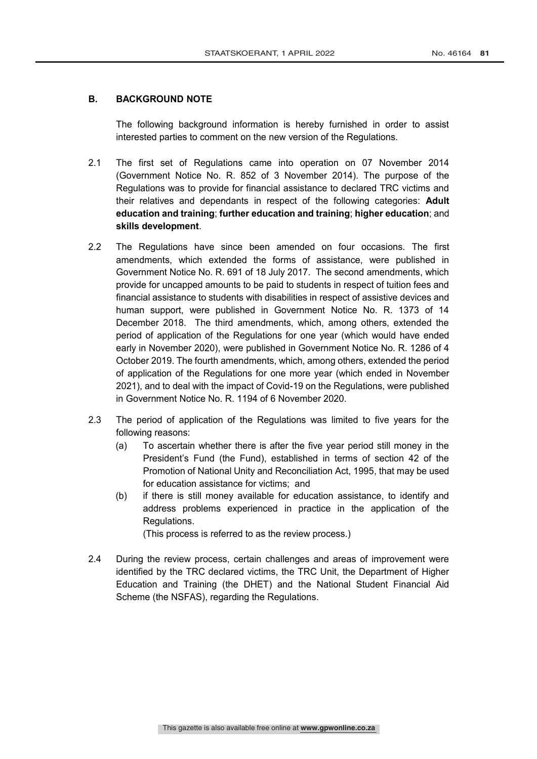## B. BACKGROUND NOTE

The following background information is hereby furnished in order to assist interested parties to comment on the new version of the Regulations.

2.1 The first set of Regulations came into operation on 07 November 2014 (Government Notice No. R. 852 of 3 November 2014). The purpose of the Regulations was to provide for financial assistance to declared TRC victims and their relatives and dependants in respect of the following categories: **Adult education and training**; **further education and training**; **higher education**; and **skills development**.

2.2 The Regulations have since been amended on four occasions. The first amendments, which extended the forms of assistance, were published in Government Notice No. R. 691 of 18 July 2017. The second amendments, which provide for uncapped amounts to be paid to students in respect of tuition fees and financial assistance to students with disabilities in respect of assistive devices and human support, were published in Government Notice No. R. 1373 of 14 December 2018. The third amendments, which, among others, extended the period of application of the Regulations for one year (which would have ended early in November 2020), were published in Government Notice No. R. 1286 of 4 October 2019. The fourth amendments, which, among others, extended the period of application of the Regulations for one more year (which ended in November 2021), and to deal with the impact of Covid-19 on the Regulations, were published in Government Notice No. R. 1194 of 6 November 2020.

2.3 The period of application of the Regulations was limited to five years for the following reasons:

(a) To ascertain whether there is after the five year period still money in the President's Fund (the Fund), established in terms of section 42 of the Promotion of National Unity and Reconciliation Act, 1995, that may be used for education assistance for victims; and

(b) if there is still money available for education assistance, to identify and address problems experienced in practice in the application of the Regulations.

(This process is referred to as the review process.)

2.4 During the review process, certain challenges and areas of improvement were identified by the TRC declared victims, the TRC Unit, the Department of Higher Education and Training (the DHET) and the National Student Financial Aid Scheme (the NSFAS), regarding the Regulations.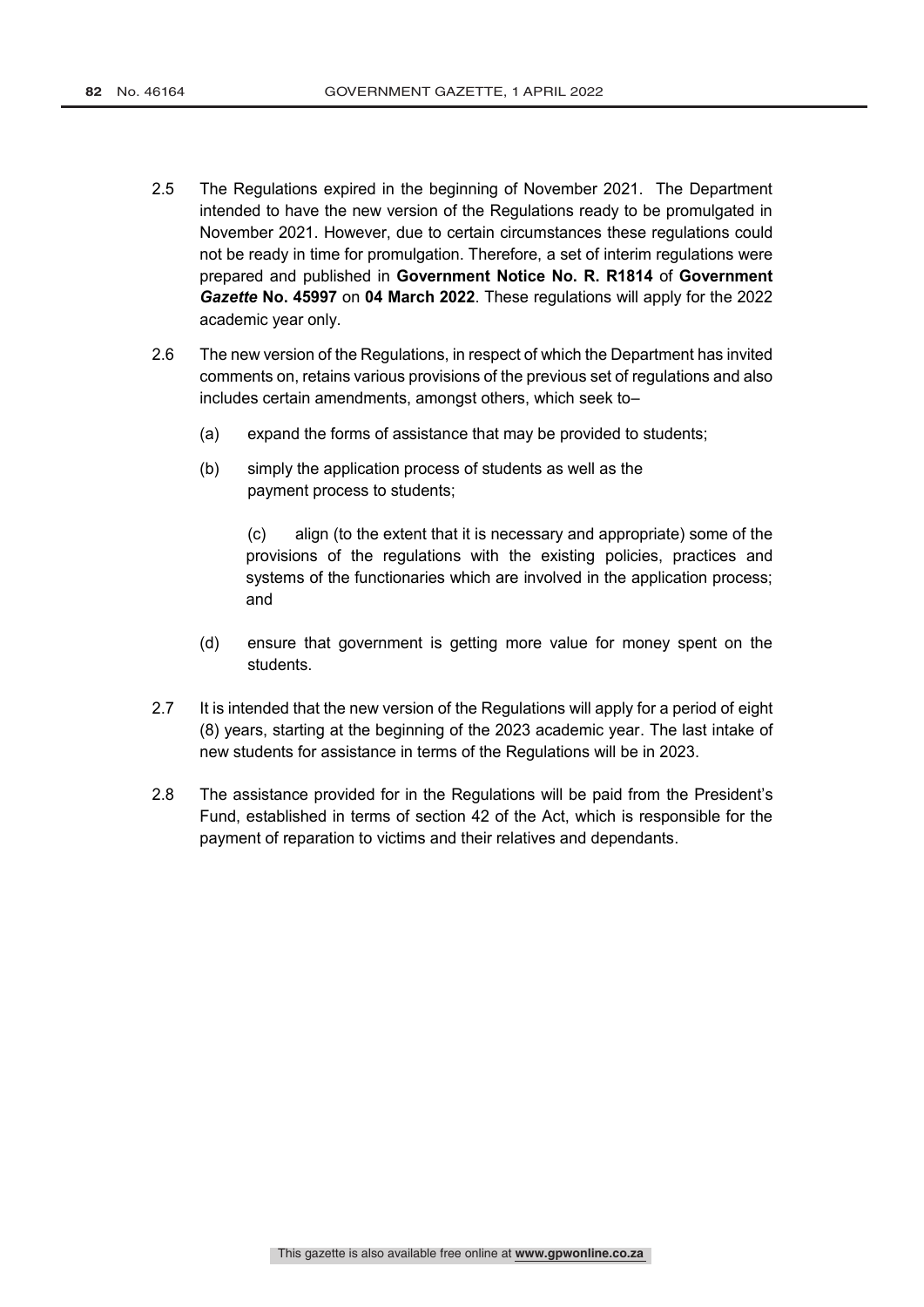2.5 The Regulations expired in the beginning of November 2021. The Department intended to have the new version of the Regulations ready to be promulgated in November 2021. However, due to certain circumstances these regulations could not be ready in time for promulgation. Therefore, a set of interim regulations were prepared and published in **Government Notice No. R. R1814** of **Government *Gazette* No. 45997** on **04 March 2022**. These regulations will apply for the 2022 academic year only.

2.6 The new version of the Regulations, in respect of which the Department has invited comments on, retains various provisions of the previous set of regulations and also includes certain amendments, amongst others, which seek to–

(a) expand the forms of assistance that may be provided to students;

(b) simply the application process of students as well as the payment process to students;

(c) align (to the extent that it is necessary and appropriate) some of the provisions of the regulations with the existing policies, practices and systems of the functionaries which are involved in the application process; and

(d) ensure that government is getting more value for money spent on the students.

2.7 It is intended that the new version of the Regulations will apply for a period of eight (8) years, starting at the beginning of the 2023 academic year. The last intake of new students for assistance in terms of the Regulations will be in 2023.

2.8 The assistance provided for in the Regulations will be paid from the President's Fund, established in terms of section 42 of the Act, which is responsible for the payment of reparation to victims and their relatives and dependants.